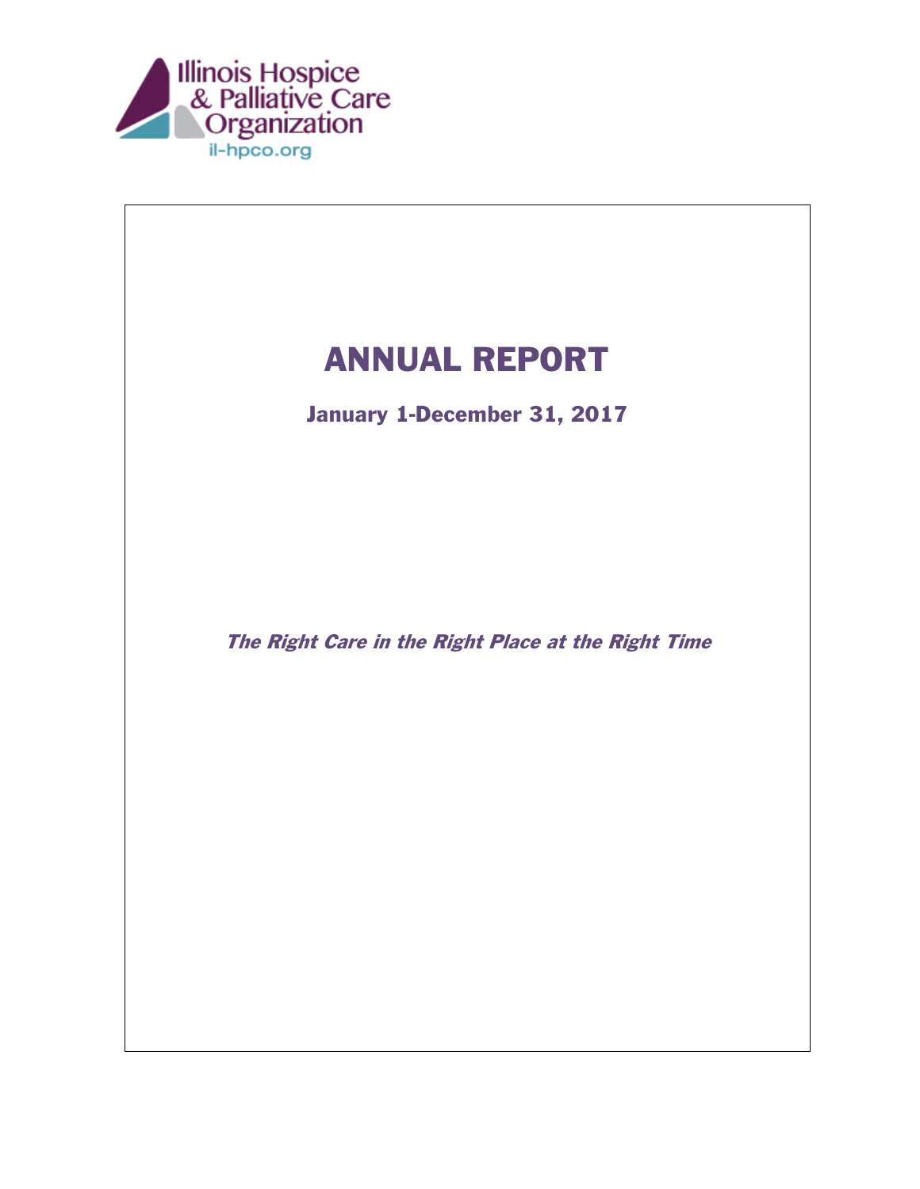Illinois Hospice & Palliative Care Organization

il-hpco.org

# ANNUAL REPORT

## January 1-December 31, 2017

***The Right Care in the Right Place at the Right Time***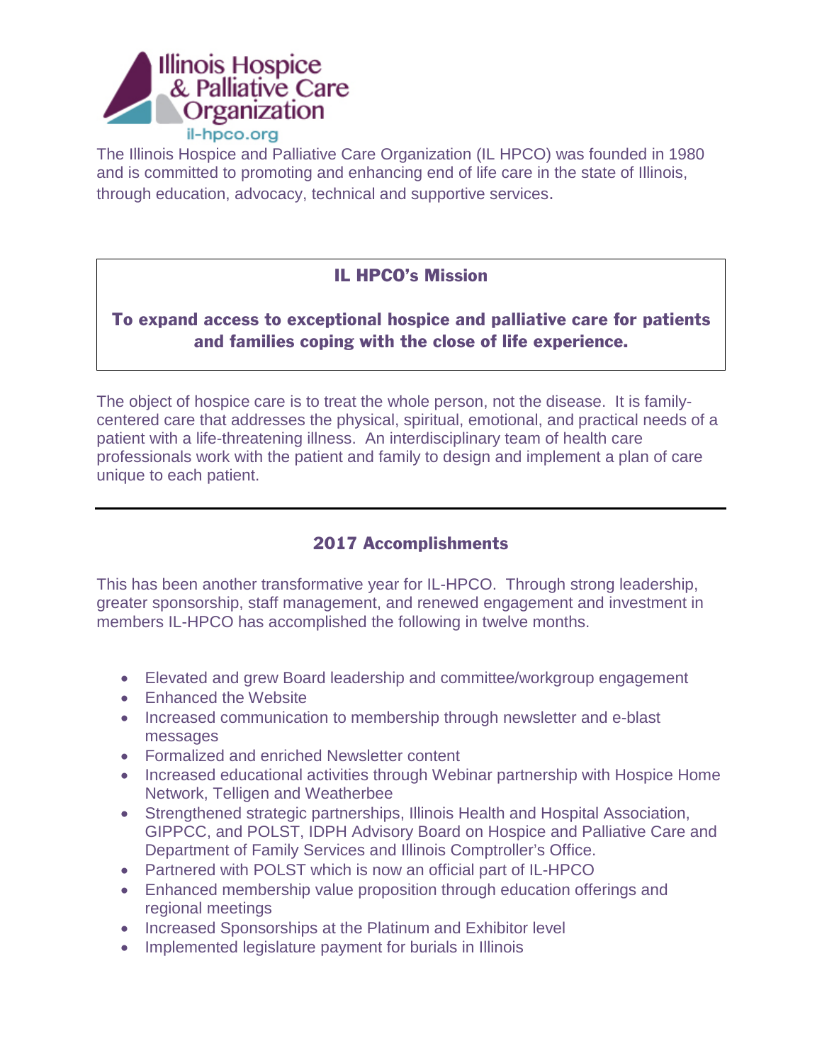Illinois Hospice & Palliative Care Organization
il-hpco.org

The Illinois Hospice and Palliative Care Organization (IL HPCO) was founded in 1980 and is committed to promoting and enhancing end of life care in the state of Illinois, through education, advocacy, technical and supportive services.

## IL HPCO's Mission

**To expand access to exceptional hospice and palliative care for patients and families coping with the close of life experience.**

The object of hospice care is to treat the whole person, not the disease. It is family-centered care that addresses the physical, spiritual, emotional, and practical needs of a patient with a life-threatening illness. An interdisciplinary team of health care professionals work with the patient and family to design and implement a plan of care unique to each patient.

---

## 2017 Accomplishments

This has been another transformative year for IL-HPCO. Through strong leadership, greater sponsorship, staff management, and renewed engagement and investment in members IL-HPCO has accomplished the following in twelve months.

- Elevated and grew Board leadership and committee/workgroup engagement
- Enhanced the Website
- Increased communication to membership through newsletter and e-blast messages
- Formalized and enriched Newsletter content
- Increased educational activities through Webinar partnership with Hospice Home Network, Telligen and Weatherbee
- Strengthened strategic partnerships, Illinois Health and Hospital Association, GIPPCC, and POLST, IDPH Advisory Board on Hospice and Palliative Care and Department of Family Services and Illinois Comptroller's Office.
- Partnered with POLST which is now an official part of IL-HPCO
- Enhanced membership value proposition through education offerings and regional meetings
- Increased Sponsorships at the Platinum and Exhibitor level
- Implemented legislature payment for burials in Illinois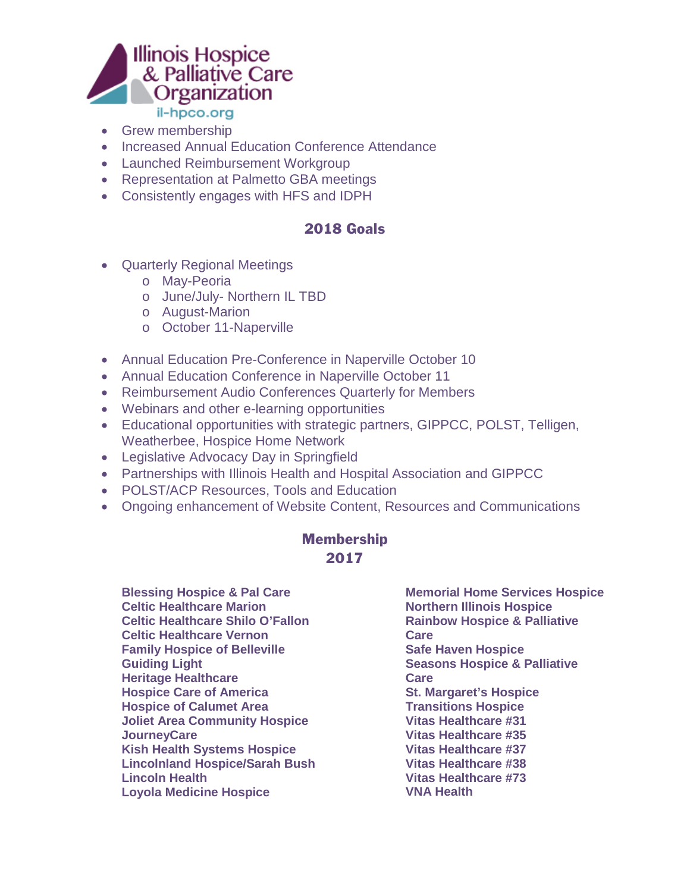Illinois Hospice & Palliative Care Organization
il-hpco.org

- Grew membership
- Increased Annual Education Conference Attendance
- Launched Reimbursement Workgroup
- Representation at Palmetto GBA meetings
- Consistently engages with HFS and IDPH

## 2018 Goals

- Quarterly Regional Meetings
  - May-Peoria
  - June/July- Northern IL TBD
  - August-Marion
  - October 11-Naperville

- Annual Education Pre-Conference in Naperville October 10
- Annual Education Conference in Naperville October 11
- Reimbursement Audio Conferences Quarterly for Members
- Webinars and other e-learning opportunities
- Educational opportunities with strategic partners, GIPPCC, POLST, Telligen, Weatherbee, Hospice Home Network
- Legislative Advocacy Day in Springfield
- Partnerships with Illinois Health and Hospital Association and GIPPCC
- POLST/ACP Resources, Tools and Education
- Ongoing enhancement of Website Content, Resources and Communications

## Membership 2017

**Blessing Hospice & Pal Care**
**Celtic Healthcare Marion**
**Celtic Healthcare Shilo O'Fallon**
**Celtic Healthcare Vernon**
**Family Hospice of Belleville**
**Guiding Light**
**Heritage Healthcare**
**Hospice Care of America**
**Hospice of Calumet Area**
**Joliet Area Community Hospice**
**JourneyCare**
**Kish Health Systems Hospice**
**Lincolnland Hospice/Sarah Bush**
**Lincoln Health**
**Loyola Medicine Hospice**
**Memorial Home Services Hospice**
**Northern Illinois Hospice**
**Rainbow Hospice & Palliative Care**
**Safe Haven Hospice**
**Seasons Hospice & Palliative Care**
**St. Margaret's Hospice**
**Transitions Hospice**
**Vitas Healthcare #31**
**Vitas Healthcare #35**
**Vitas Healthcare #37**
**Vitas Healthcare #38**
**Vitas Healthcare #73**
**VNA Health**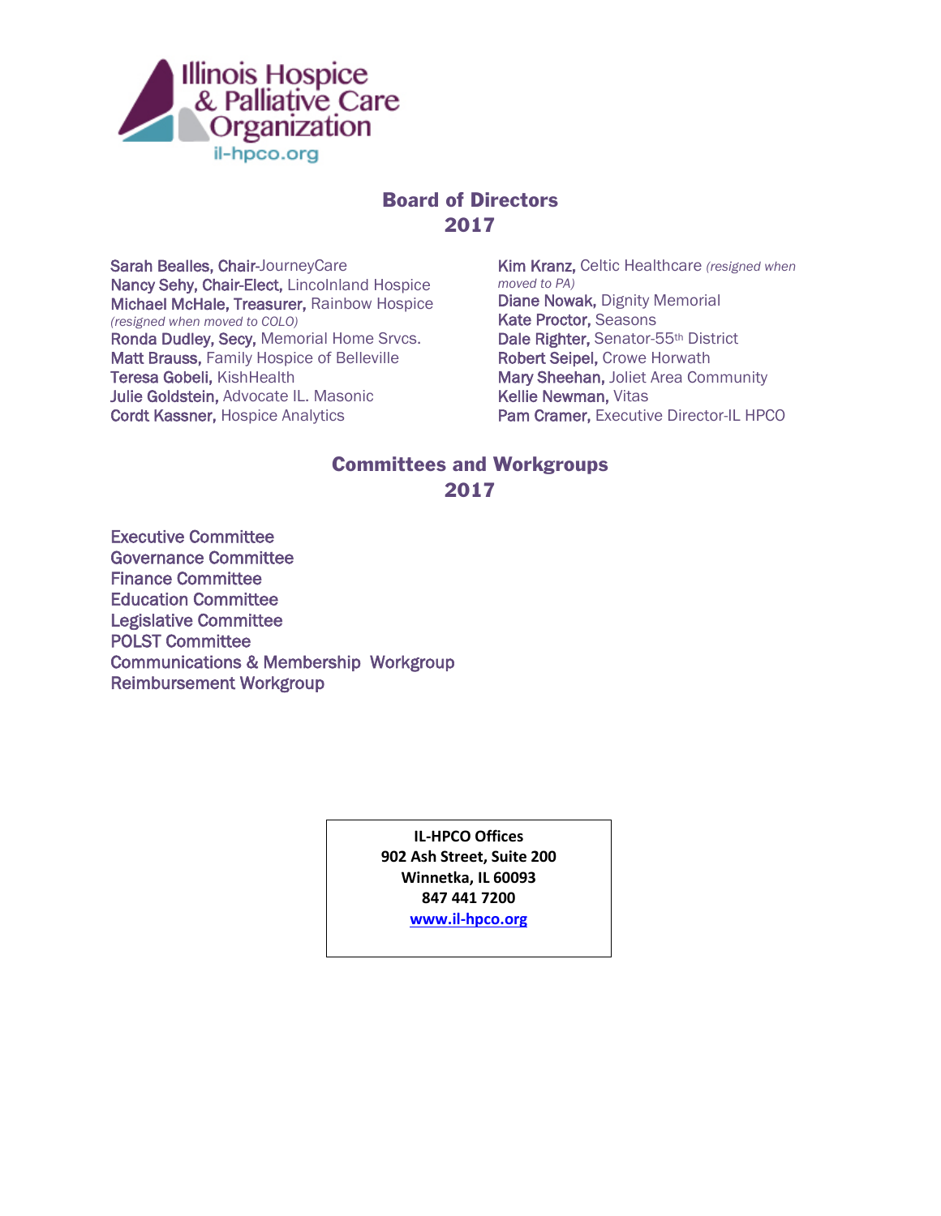Illinois Hospice & Palliative Care Organization
il-hpco.org

## Board of Directors
## 2017

**Sarah Bealles, Chair**-JourneyCare
**Nancy Sehy, Chair-Elect,** Lincolnland Hospice
**Michael McHale, Treasurer,** Rainbow Hospice *(resigned when moved to COLO)*
**Ronda Dudley, Secy,** Memorial Home Srvcs.
**Matt Brauss,** Family Hospice of Belleville
**Teresa Gobeli,** KishHealth
**Julie Goldstein,** Advocate IL. Masonic
**Cordt Kassner,** Hospice Analytics
**Kim Kranz,** Celtic Healthcare *(resigned when moved to PA)*
**Diane Nowak,** Dignity Memorial
**Kate Proctor,** Seasons
**Dale Righter,** Senator-55th District
**Robert Seipel,** Crowe Horwath
**Mary Sheehan,** Joliet Area Community
**Kellie Newman,** Vitas
**Pam Cramer,** Executive Director-IL HPCO

## Committees and Workgroups
## 2017

Executive Committee
Governance Committee
Finance Committee
Education Committee
Legislative Committee
POLST Committee
Communications & Membership Workgroup
Reimbursement Workgroup

**IL-HPCO Offices**
**902 Ash Street, Suite 200**
**Winnetka, IL 60093**
**847 441 7200**
**www.il-hpco.org**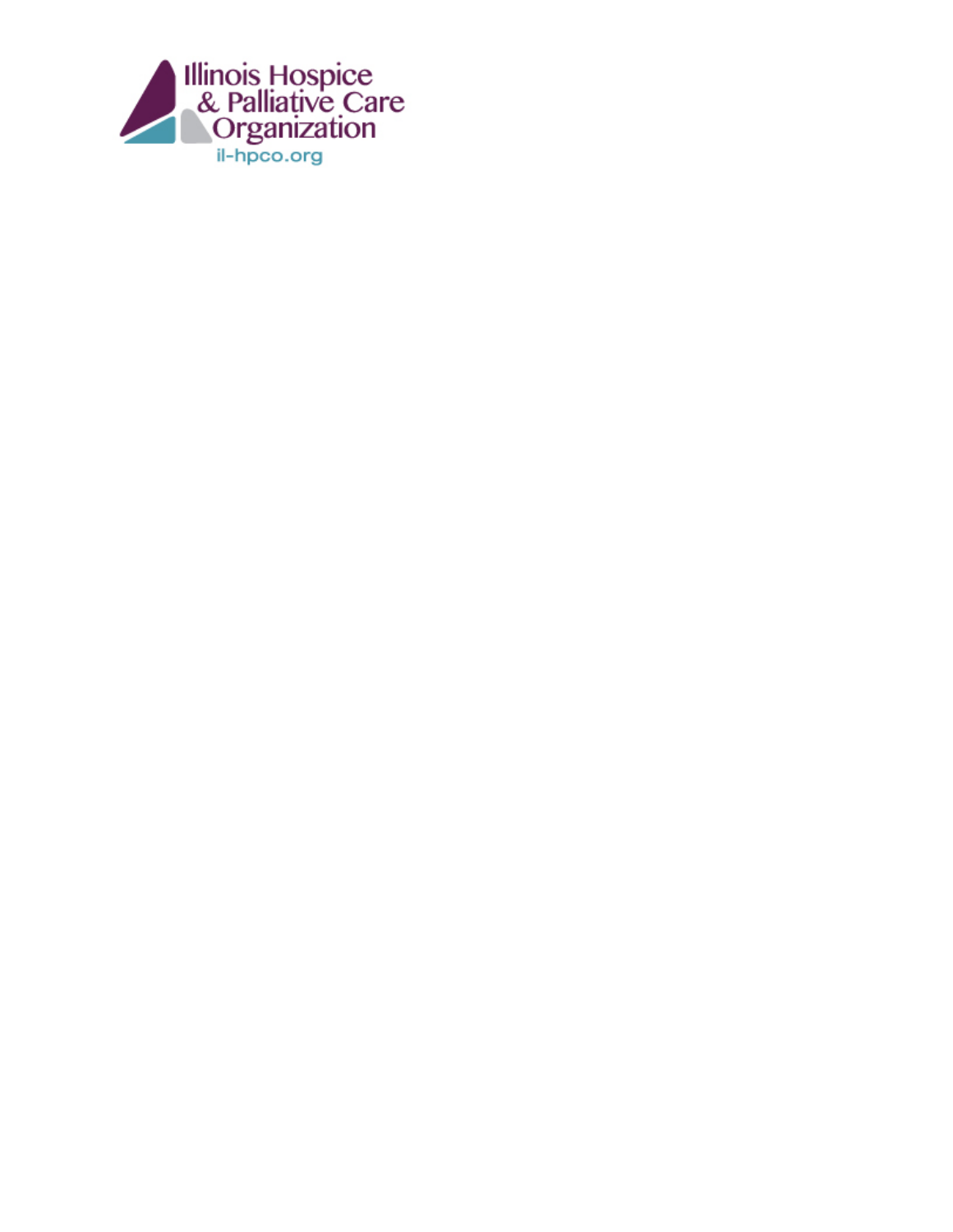Illinois Hospice & Palliative Care Organization

il-hpco.org